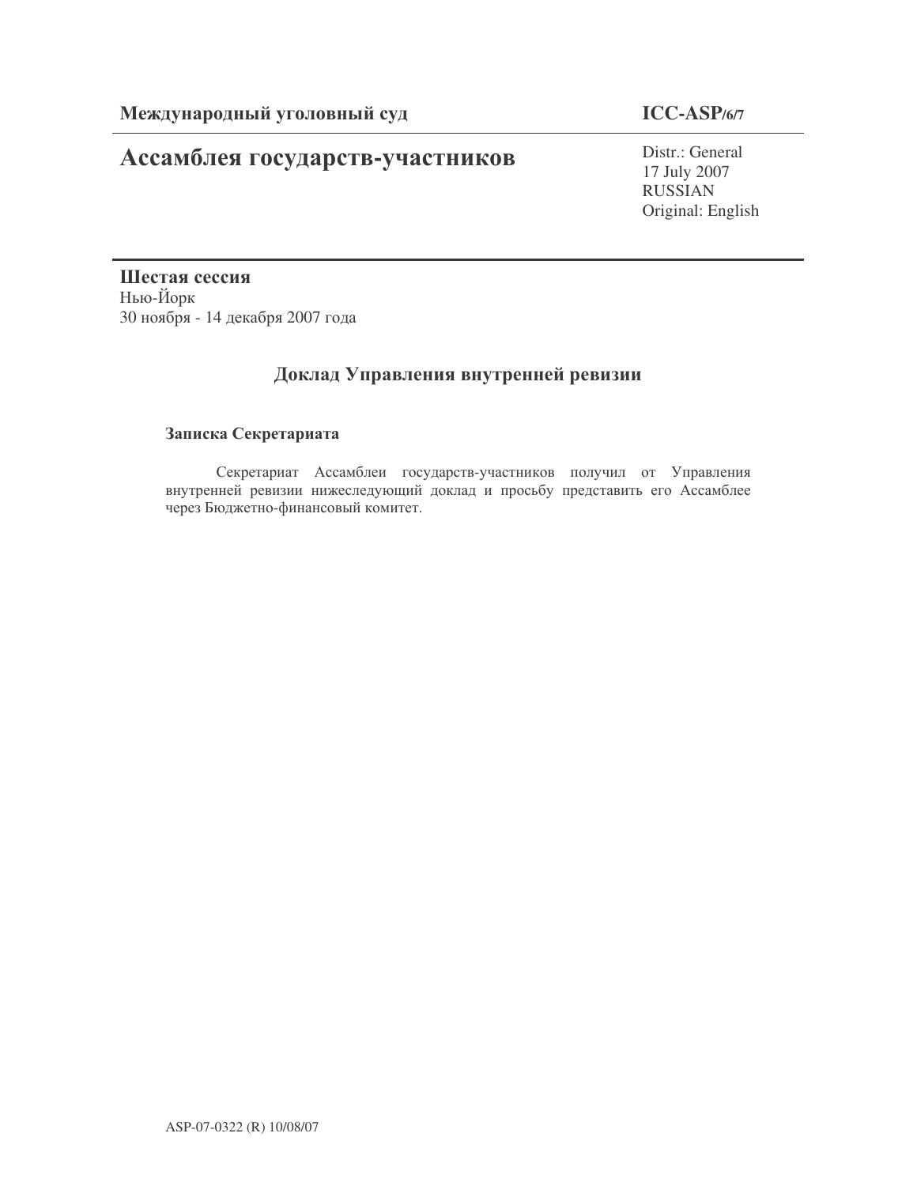**Международный уголовный суд** **ICC-ASP/6/7**

# Ассамблея государств-участников

Distr.: General
17 July 2007
RUSSIAN
Original: English

**Шестая сессия**
Нью-Йорк
30 ноября - 14 декабря 2007 года

## Доклад Управления внутренней ревизии

### Записка Секретариата

Секретариат Ассамблеи государств-участников получил от Управления внутренней ревизии нижеследующий доклад и просьбу представить его Ассамблее через Бюджетно-финансовый комитет.

ASP-07-0322 (R) 10/08/07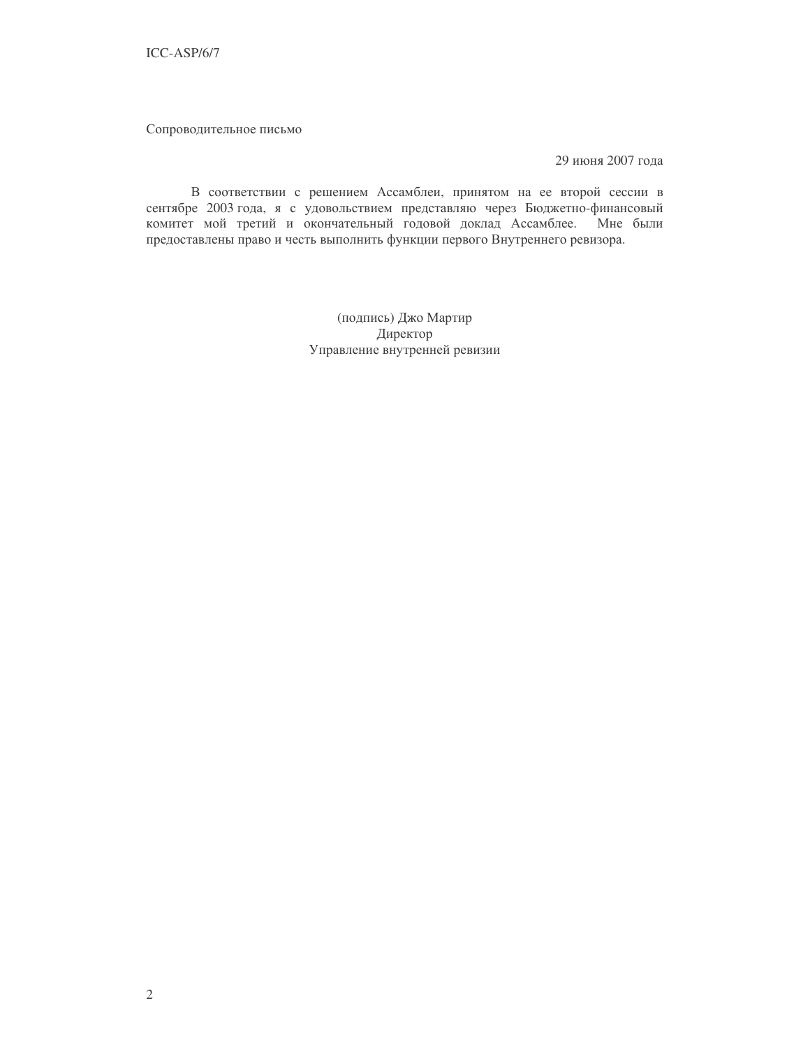Сопроводительное письмо

29 июня 2007 года

В соответствии с решением Ассамблеи, принятом на ее второй сессии в сентябре 2003 года, я с удовольствием представляю через Бюджетно-финансовый комитет мой третий и окончательный годовой доклад Ассамблее. Мне были предоставлены право и честь выполнить функции первого Внутреннего ревизора.

(подпись) Джо Мартир
Директор
Управление внутренней ревизии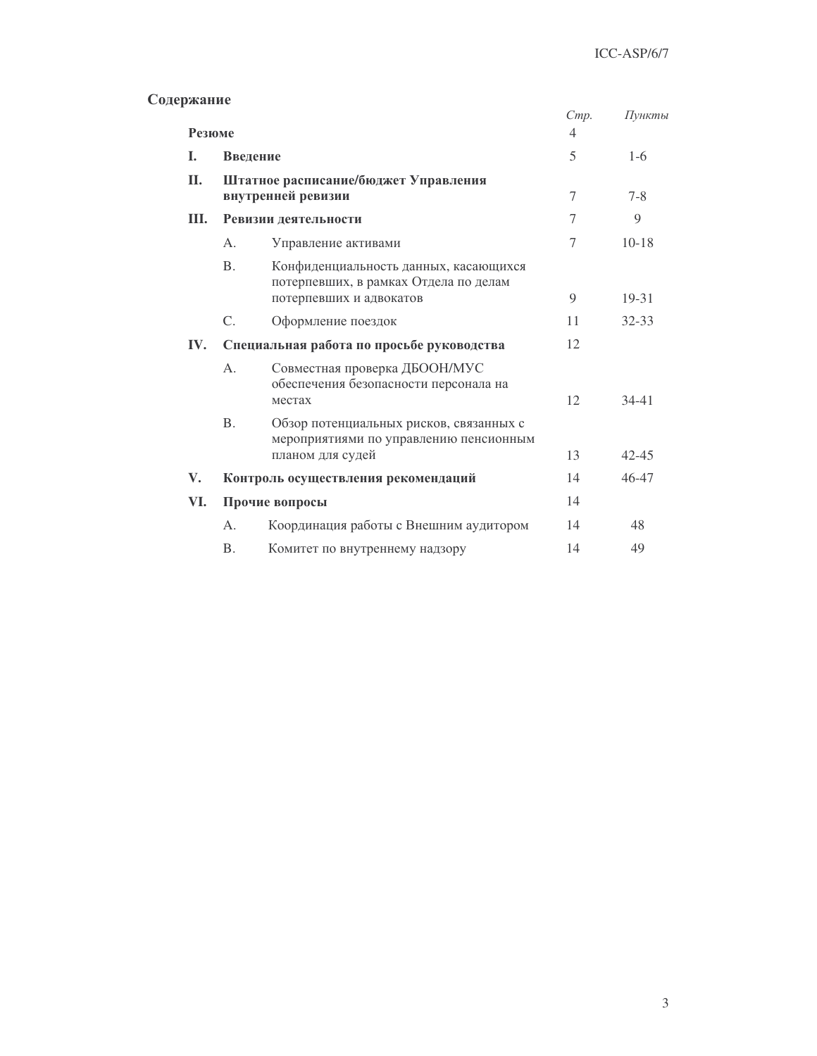## Содержание

| | | | *Стр.* | *Пункты* |
|---|---|---|---|---|
| **Резюме** | | | 4 | |
| **I.** | **Введение** | | 5 | 1-6 |
| **II.** | **Штатное расписание/бюджет Управления внутренней ревизии** | | 7 | 7-8 |
| **III.** | **Ревизии деятельности** | | 7 | 9 |
| | A. | Управление активами | 7 | 10-18 |
| | B. | Конфиденциальность данных, касающихся потерпевших, в рамках Отдела по делам потерпевших и адвокатов | 9 | 19-31 |
| | C. | Оформление поездок | 11 | 32-33 |
| **IV.** | **Специальная работа по просьбе руководства** | | 12 | |
| | A. | Совместная проверка ДБООН/МУС обеспечения безопасности персонала на местах | 12 | 34-41 |
| | B. | Обзор потенциальных рисков, связанных с мероприятиями по управлению пенсионным планом для судей | 13 | 42-45 |
| **V.** | **Контроль осуществления рекомендаций** | | 14 | 46-47 |
| **VI.** | **Прочие вопросы** | | 14 | |
| | A. | Координация работы с Внешним аудитором | 14 | 48 |
| | B. | Комитет по внутреннему надзору | 14 | 49 |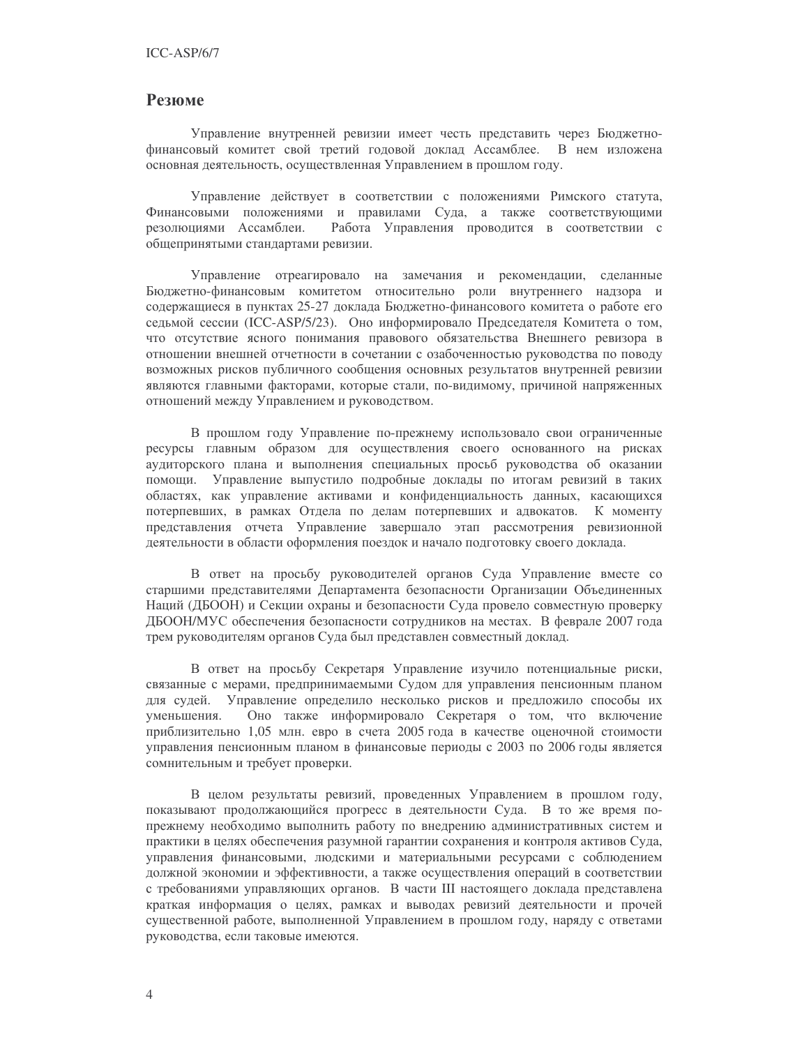## Резюме

Управление внутренней ревизии имеет честь представить через Бюджетно-финансовый комитет свой третий годовой доклад Ассамблее. В нем изложена основная деятельность, осуществленная Управлением в прошлом году.

Управление действует в соответствии с положениями Римского статута, Финансовыми положениями и правилами Суда, а также соответствующими резолюциями Ассамблеи. Работа Управления проводится в соответствии с общепринятыми стандартами ревизии.

Управление отреагировало на замечания и рекомендации, сделанные Бюджетно-финансовым комитетом относительно роли внутреннего надзора и содержащиеся в пунктах 25-27 доклада Бюджетно-финансового комитета о работе его седьмой сессии (ICC-ASP/5/23). Оно информировало Председателя Комитета о том, что отсутствие ясного понимания правового обязательства Внешнего ревизора в отношении внешней отчетности в сочетании с озабоченностью руководства по поводу возможных рисков публичного сообщения основных результатов внутренней ревизии являются главными факторами, которые стали, по-видимому, причиной напряженных отношений между Управлением и руководством.

В прошлом году Управление по-прежнему использовало свои ограниченные ресурсы главным образом для осуществления своего основанного на рисках аудиторского плана и выполнения специальных просьб руководства об оказании помощи. Управление выпустило подробные доклады по итогам ревизий в таких областях, как управление активами и конфиденциальность данных, касающихся потерпевших, в рамках Отдела по делам потерпевших и адвокатов. К моменту представления отчета Управление завершало этап рассмотрения ревизионной деятельности в области оформления поездок и начало подготовку своего доклада.

В ответ на просьбу руководителей органов Суда Управление вместе со старшими представителями Департамента безопасности Организации Объединенных Наций (ДБООН) и Секции охраны и безопасности Суда провело совместную проверку ДБООН/МУС обеспечения безопасности сотрудников на местах. В феврале 2007 года трем руководителям органов Суда был представлен совместный доклад.

В ответ на просьбу Секретаря Управление изучило потенциальные риски, связанные с мерами, предпринимаемыми Судом для управления пенсионным планом для судей. Управление определило несколько рисков и предложило способы их уменьшения. Оно также информировало Секретаря о том, что включение приблизительно 1,05 млн. евро в счета 2005 года в качестве оценочной стоимости управления пенсионным планом в финансовые периоды с 2003 по 2006 годы является сомнительным и требует проверки.

В целом результаты ревизий, проведенных Управлением в прошлом году, показывают продолжающийся прогресс в деятельности Суда. В то же время по-прежнему необходимо выполнить работу по внедрению административных систем и практики в целях обеспечения разумной гарантии сохранения и контроля активов Суда, управления финансовыми, людскими и материальными ресурсами с соблюдением должной экономии и эффективности, а также осуществления операций в соответствии с требованиями управляющих органов. В части III настоящего доклада представлена краткая информация о целях, рамках и выводах ревизий деятельности и прочей существенной работе, выполненной Управлением в прошлом году, наряду с ответами руководства, если таковые имеются.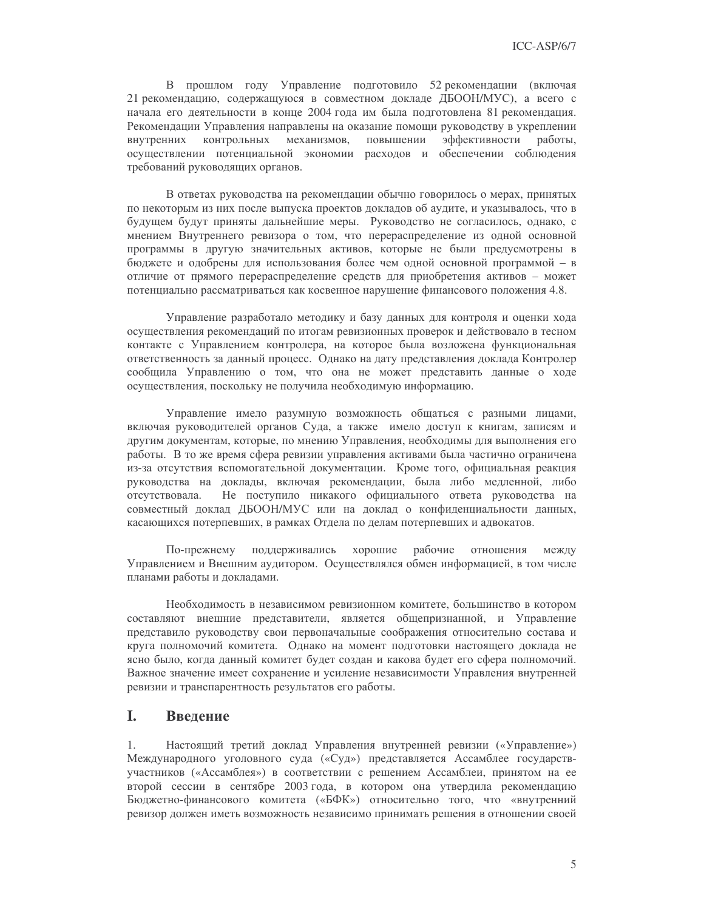В прошлом году Управление подготовило 52 рекомендации (включая 21 рекомендацию, содержащуюся в совместном докладе ДБООН/МУС), а всего с начала его деятельности в конце 2004 года им была подготовлена 81 рекомендация. Рекомендации Управления направлены на оказание помощи руководству в укреплении внутренних контрольных механизмов, повышении эффективности работы, осуществлении потенциальной экономии расходов и обеспечении соблюдения требований руководящих органов.

В ответах руководства на рекомендации обычно говорилось о мерах, принятых по некоторым из них после выпуска проектов докладов об аудите, и указывалось, что в будущем будут приняты дальнейшие меры. Руководство не согласилось, однако, с мнением Внутреннего ревизора о том, что перераспределение из одной основной программы в другую значительных активов, которые не были предусмотрены в бюджете и одобрены для использования более чем одной основной программой – в отличие от прямого перераспределение средств для приобретения активов – может потенциально рассматриваться как косвенное нарушение финансового положения 4.8.

Управление разработало методику и базу данных для контроля и оценки хода осуществления рекомендаций по итогам ревизионных проверок и действовало в тесном контакте с Управлением контролера, на которое была возложена функциональная ответственность за данный процесс. Однако на дату представления доклада Контролер сообщила Управлению о том, что она не может представить данные о ходе осуществления, поскольку не получила необходимую информацию.

Управление имело разумную возможность общаться с разными лицами, включая руководителей органов Суда, а также имело доступ к книгам, записям и другим документам, которые, по мнению Управления, необходимы для выполнения его работы. В то же время сфера ревизии управления активами была частично ограничена из-за отсутствия вспомогательной документации. Кроме того, официальная реакция руководства на доклады, включая рекомендации, была либо медленной, либо отсутствовала. Не поступило никакого официального ответа руководства на совместный доклад ДБООН/МУС или на доклад о конфиденциальности данных, касающихся потерпевших, в рамках Отдела по делам потерпевших и адвокатов.

По-прежнему поддерживались хорошие рабочие отношения между Управлением и Внешним аудитором. Осуществлялся обмен информацией, в том числе планами работы и докладами.

Необходимость в независимом ревизионном комитете, большинство в котором составляют внешние представители, является общепризнанной, и Управление представило руководству свои первоначальные соображения относительно состава и круга полномочий комитета. Однако на момент подготовки настоящего доклада не ясно было, когда данный комитет будет создан и какова будет его сфера полномочий. Важное значение имеет сохранение и усиление независимости Управления внутренней ревизии и транспарентность результатов его работы.

## I. Введение

1. Настоящий третий доклад Управления внутренней ревизии («Управление») Международного уголовного суда («Суд») представляется Ассамблее государств-участников («Ассамблея») в соответствии с решением Ассамблеи, принятом на ее второй сессии в сентябре 2003 года, в котором она утвердила рекомендацию Бюджетно-финансового комитета («БФК») относительно того, что «внутренний ревизор должен иметь возможность независимо принимать решения в отношении своей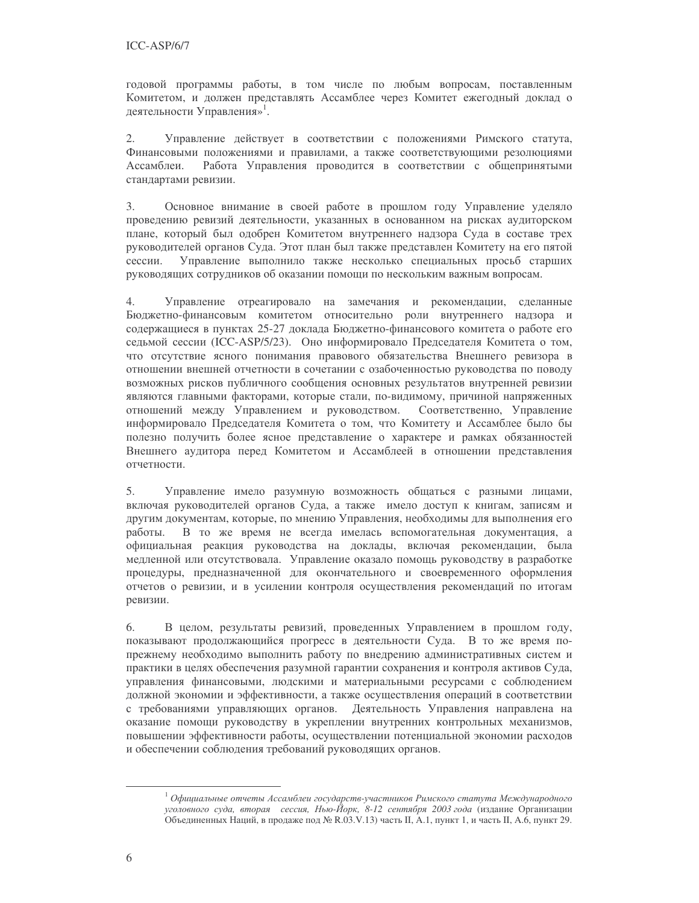годовой программы работы, в том числе по любым вопросам, поставленным Комитетом, и должен представлять Ассамблее через Комитет ежегодный доклад о деятельности Управления»[1].

2. Управление действует в соответствии с положениями Римского статута, Финансовыми положениями и правилами, а также соответствующими резолюциями Ассамблеи. Работа Управления проводится в соответствии с общепринятыми стандартами ревизии.

3. Основное внимание в своей работе в прошлом году Управление уделяло проведению ревизий деятельности, указанных в основанном на рисках аудиторском плане, который был одобрен Комитетом внутреннего надзора Суда в составе трех руководителей органов Суда. Этот план был также представлен Комитету на его пятой сессии. Управление выполнило также несколько специальных просьб старших руководящих сотрудников об оказании помощи по нескольким важным вопросам.

4. Управление отреагировало на замечания и рекомендации, сделанные Бюджетно-финансовым комитетом относительно роли внутреннего надзора и содержащиеся в пунктах 25-27 доклада Бюджетно-финансового комитета о работе его седьмой сессии (ICC-ASP/5/23). Оно информировало Председателя Комитета о том, что отсутствие ясного понимания правового обязательства Внешнего ревизора в отношении внешней отчетности в сочетании с озабоченностью руководства по поводу возможных рисков публичного сообщения основных результатов внутренней ревизии являются главными факторами, которые стали, по-видимому, причиной напряженных отношений между Управлением и руководством. Соответственно, Управление информировало Председателя Комитета о том, что Комитету и Ассамблее было бы полезно получить более ясное представление о характере и рамках обязанностей Внешнего аудитора перед Комитетом и Ассамблеей в отношении представления отчетности.

5. Управление имело разумную возможность общаться с разными лицами, включая руководителей органов Суда, а также имело доступ к книгам, записям и другим документам, которые, по мнению Управления, необходимы для выполнения его работы. В то же время не всегда имелась вспомогательная документация, а официальная реакция руководства на доклады, включая рекомендации, была медленной или отсутствовала. Управление оказало помощь руководству в разработке процедуры, предназначенной для окончательного и своевременного оформления отчетов о ревизии, и в усилении контроля осуществления рекомендаций по итогам ревизии.

6. В целом, результаты ревизий, проведенных Управлением в прошлом году, показывают продолжающийся прогресс в деятельности Суда. В то же время по-прежнему необходимо выполнить работу по внедрению административных систем и практики в целях обеспечения разумной гарантии сохранения и контроля активов Суда, управления финансовыми, людскими и материальными ресурсами с соблюдением должной экономии и эффективности, а также осуществления операций в соответствии с требованиями управляющих органов. Деятельность Управления направлена на оказание помощи руководству в укреплении внутренних контрольных механизмов, повышении эффективности работы, осуществлении потенциальной экономии расходов и обеспечении соблюдения требований руководящих органов.

---

[1] *Официальные отчеты Ассамблеи государств-участников Римского статута Международного уголовного суда, вторая сессия, Нью-Йорк, 8-12 сентября 2003 года* (издание Организации Объединенных Наций, в продаже под № R.03.V.13) часть II, A.1, пункт 1, и часть II, A.6, пункт 29.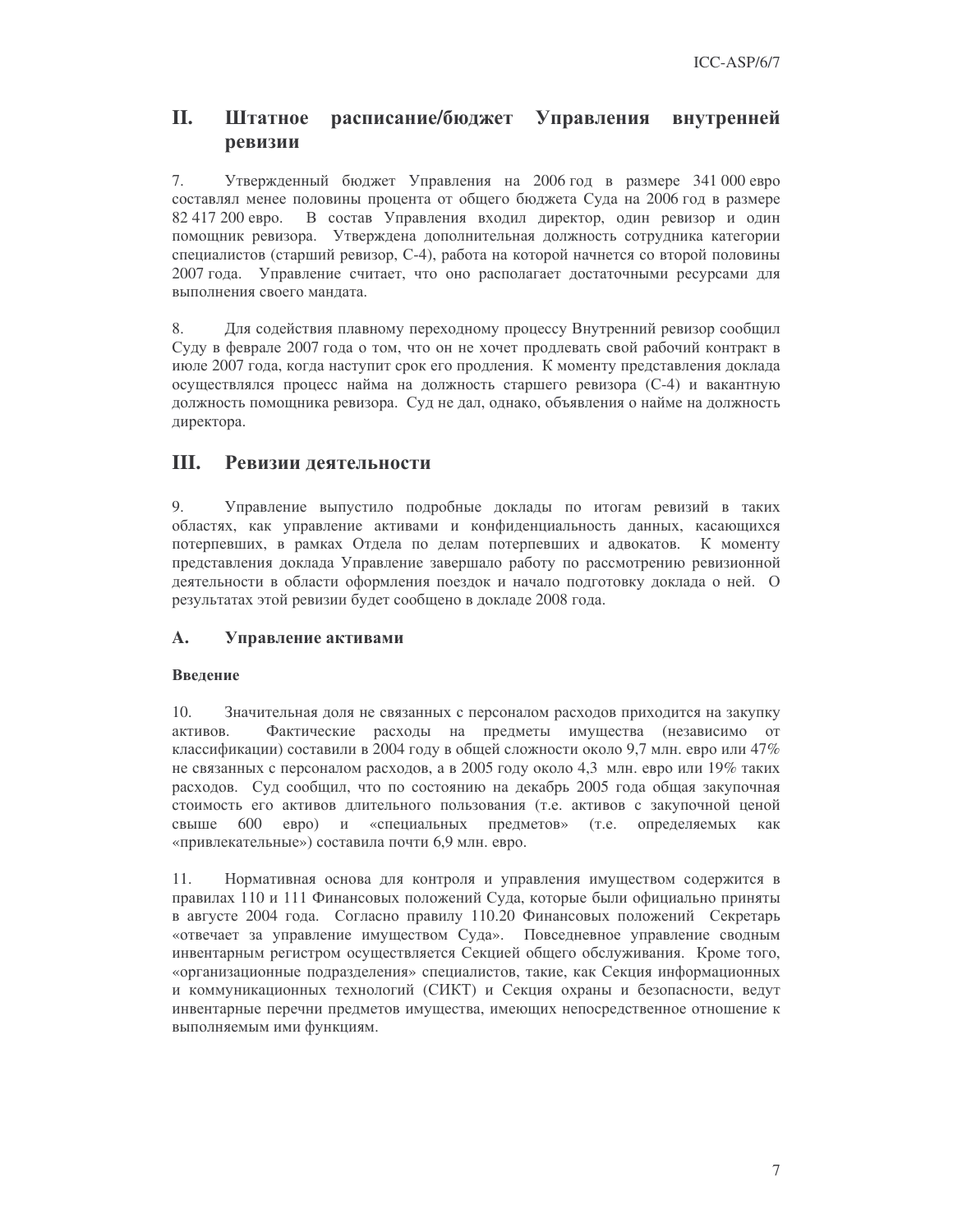## II. Штатное расписание/бюджет Управления внутренней ревизии

7. Утвержденный бюджет Управления на 2006 год в размере 341 000 евро составлял менее половины процента от общего бюджета Суда на 2006 год в размере 82 417 200 евро. В состав Управления входил директор, один ревизор и один помощник ревизора. Утверждена дополнительная должность сотрудника категории специалистов (старший ревизор, С-4), работа на которой начнется со второй половины 2007 года. Управление считает, что оно располагает достаточными ресурсами для выполнения своего мандата.

8. Для содействия плавному переходному процессу Внутренний ревизор сообщил Суду в феврале 2007 года о том, что он не хочет продлевать свой рабочий контракт в июле 2007 года, когда наступит срок его продления. К моменту представления доклада осуществлялся процесс найма на должность старшего ревизора (С-4) и вакантную должность помощника ревизора. Суд не дал, однако, объявления о найме на должность директора.

## III. Ревизии деятельности

9. Управление выпустило подробные доклады по итогам ревизий в таких областях, как управление активами и конфиденциальность данных, касающихся потерпевших, в рамках Отдела по делам потерпевших и адвокатов. К моменту представления доклада Управление завершало работу по рассмотрению ревизионной деятельности в области оформления поездок и начало подготовку доклада о ней. О результатах этой ревизии будет сообщено в докладе 2008 года.

### A. Управление активами

#### Введение

10. Значительная доля не связанных с персоналом расходов приходится на закупку активов. Фактические расходы на предметы имущества (независимо от классификации) составили в 2004 году в общей сложности около 9,7 млн. евро или 47% не связанных с персоналом расходов, а в 2005 году около 4,3 млн. евро или 19% таких расходов. Суд сообщил, что по состоянию на декабрь 2005 года общая закупочная стоимость его активов длительного пользования (т.е. активов с закупочной ценой свыше 600 евро) и «специальных предметов» (т.е. определяемых как «привлекательные») составила почти 6,9 млн. евро.

11. Нормативная основа для контроля и управления имуществом содержится в правилах 110 и 111 Финансовых положений Суда, которые были официально приняты в августе 2004 года. Согласно правилу 110.20 Финансовых положений Секретарь «отвечает за управление имуществом Суда». Повседневное управление сводным инвентарным регистром осуществляется Секцией общего обслуживания. Кроме того, «организационные подразделения» специалистов, такие, как Секция информационных и коммуникационных технологий (СИКТ) и Секция охраны и безопасности, ведут инвентарные перечни предметов имущества, имеющих непосредственное отношение к выполняемым ими функциям.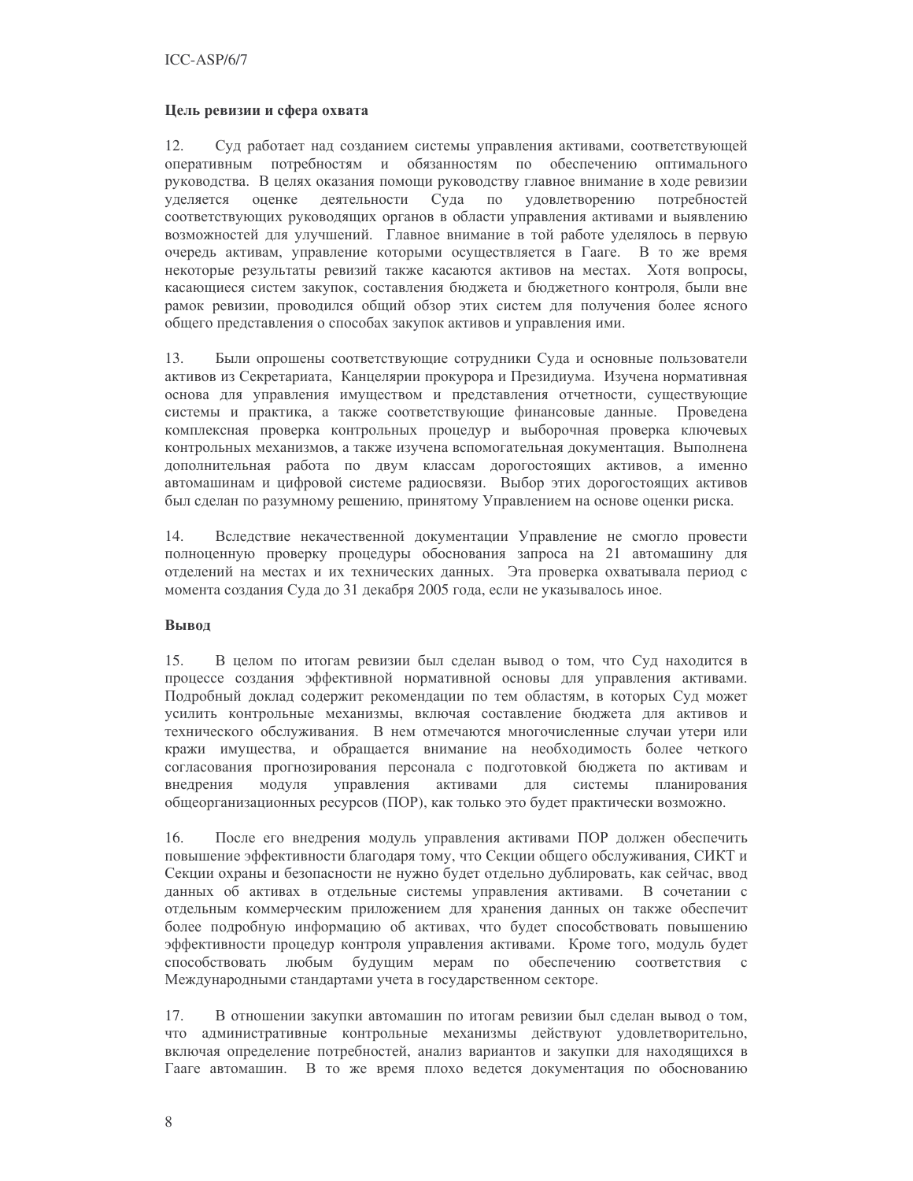**Цель ревизии и сфера охвата**

12. Суд работает над созданием системы управления активами, соответствующей оперативным потребностям и обязанностям по обеспечению оптимального руководства. В целях оказания помощи руководству главное внимание в ходе ревизии уделяется оценке деятельности Суда по удовлетворению потребностей соответствующих руководящих органов в области управления активами и выявлению возможностей для улучшений. Главное внимание в той работе уделялось в первую очередь активам, управление которыми осуществляется в Гааге. В то же время некоторые результаты ревизий также касаются активов на местах. Хотя вопросы, касающиеся систем закупок, составления бюджета и бюджетного контроля, были вне рамок ревизии, проводился общий обзор этих систем для получения более ясного общего представления о способах закупок активов и управления ими.

13. Были опрошены соответствующие сотрудники Суда и основные пользователи активов из Секретариата, Канцелярии прокурора и Президиума. Изучена нормативная основа для управления имуществом и представления отчетности, существующие системы и практика, а также соответствующие финансовые данные. Проведена комплексная проверка контрольных процедур и выборочная проверка ключевых контрольных механизмов, а также изучена вспомогательная документация. Выполнена дополнительная работа по двум классам дорогостоящих активов, а именно автомашинам и цифровой системе радиосвязи. Выбор этих дорогостоящих активов был сделан по разумному решению, принятому Управлением на основе оценки риска.

14. Вследствие некачественной документации Управление не смогло провести полноценную проверку процедуры обоснования запроса на 21 автомашину для отделений на местах и их технических данных. Эта проверка охватывала период с момента создания Суда до 31 декабря 2005 года, если не указывалось иное.

**Вывод**

15. В целом по итогам ревизии был сделан вывод о том, что Суд находится в процессе создания эффективной нормативной основы для управления активами. Подробный доклад содержит рекомендации по тем областям, в которых Суд может усилить контрольные механизмы, включая составление бюджета для активов и технического обслуживания. В нем отмечаются многочисленные случаи утери или кражи имущества, и обращается внимание на необходимость более четкого согласования прогнозирования персонала с подготовкой бюджета по активам и внедрения модуля управления активами для системы планирования общеорганизационных ресурсов (ПОР), как только это будет практически возможно.

16. После его внедрения модуль управления активами ПОР должен обеспечить повышение эффективности благодаря тому, что Секции общего обслуживания, СИКТ и Секции охраны и безопасности не нужно будет отдельно дублировать, как сейчас, ввод данных об активах в отдельные системы управления активами. В сочетании с отдельным коммерческим приложением для хранения данных он также обеспечит более подробную информацию об активах, что будет способствовать повышению эффективности процедур контроля управления активами. Кроме того, модуль будет способствовать любым будущим мерам по обеспечению соответствия с Международными стандартами учета в государственном секторе.

17. В отношении закупки автомашин по итогам ревизии был сделан вывод о том, что административные контрольные механизмы действуют удовлетворительно, включая определение потребностей, анализ вариантов и закупки для находящихся в Гааге автомашин. В то же время плохо ведется документация по обоснованию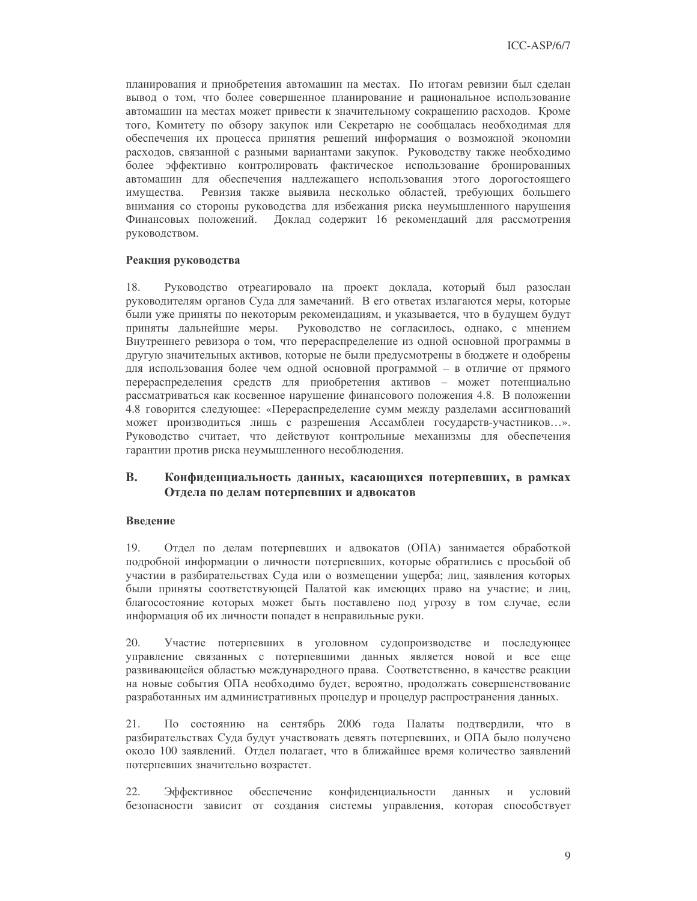планирования и приобретения автомашин на местах. По итогам ревизии был сделан вывод о том, что более совершенное планирование и рациональное использование автомашин на местах может привести к значительному сокращению расходов. Кроме того, Комитету по обзору закупок или Секретарю не сообщалась необходимая для обеспечения их процесса принятия решений информация о возможной экономии расходов, связанной с разными вариантами закупок. Руководству также необходимо более эффективно контролировать фактическое использование бронированных автомашин для обеспечения надлежащего использования этого дорогостоящего имущества. Ревизия также выявила несколько областей, требующих большего внимания со стороны руководства для избежания риска неумышленного нарушения Финансовых положений. Доклад содержит 16 рекомендаций для рассмотрения руководством.

**Реакция руководства**

18. Руководство отреагировало на проект доклада, который был разослан руководителям органов Суда для замечаний. В его ответах излагаются меры, которые были уже приняты по некоторым рекомендациям, и указывается, что в будущем будут приняты дальнейшие меры. Руководство не согласилось, однако, с мнением Внутреннего ревизора о том, что перераспределение из одной основной программы в другую значительных активов, которые не были предусмотрены в бюджете и одобрены для использования более чем одной основной программой – в отличие от прямого перераспределения средств для приобретения активов – может потенциально рассматриваться как косвенное нарушение финансового положения 4.8. В положении 4.8 говорится следующее: «Перераспределение сумм между разделами ассигнований может производиться лишь с разрешения Ассамблеи государств-участников…». Руководство считает, что действуют контрольные механизмы для обеспечения гарантии против риска неумышленного несоблюдения.

## B. Конфиденциальность данных, касающихся потерпевших, в рамках Отдела по делам потерпевших и адвокатов

**Введение**

19. Отдел по делам потерпевших и адвокатов (ОПА) занимается обработкой подробной информации о личности потерпевших, которые обратились с просьбой об участии в разбирательствах Суда или о возмещении ущерба; лиц, заявления которых были приняты соответствующей Палатой как имеющих право на участие; и лиц, благосостояние которых может быть поставлено под угрозу в том случае, если информация об их личности попадет в неправильные руки.

20. Участие потерпевших в уголовном судопроизводстве и последующее управление связанных с потерпевшими данных является новой и все еще развивающейся областью международного права. Соответственно, в качестве реакции на новые события ОПА необходимо будет, вероятно, продолжать совершенствование разработанных им административных процедур и процедур распространения данных.

21. По состоянию на сентябрь 2006 года Палаты подтвердили, что в разбирательствах Суда будут участвовать девять потерпевших, и ОПА было получено около 100 заявлений. Отдел полагает, что в ближайшее время количество заявлений потерпевших значительно возрастет.

22. Эффективное обеспечение конфиденциальности данных и условий безопасности зависит от создания системы управления, которая способствует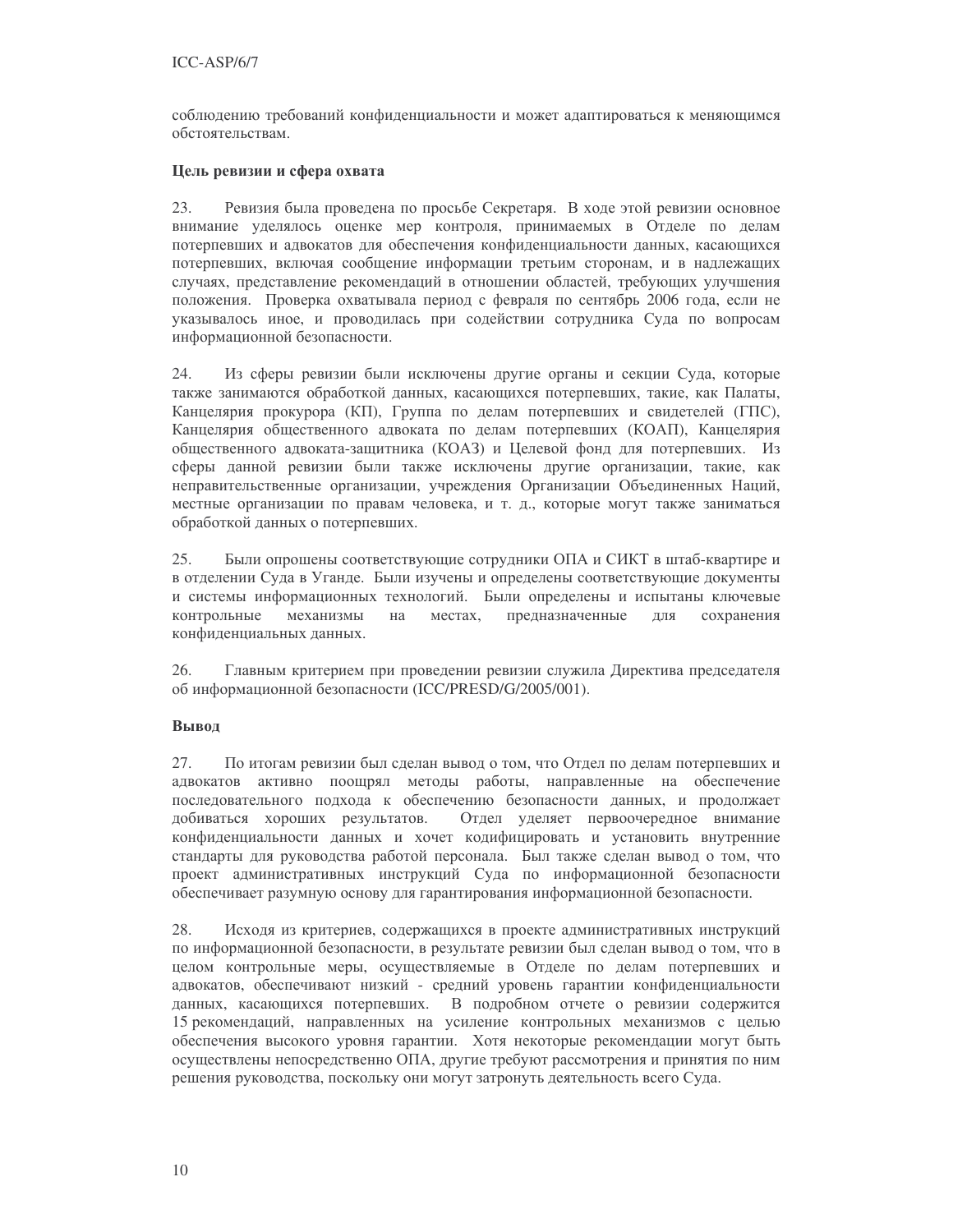соблюдению требований конфиденциальности и может адаптироваться к меняющимся обстоятельствам.

**Цель ревизии и сфера охвата**

23. Ревизия была проведена по просьбе Секретаря. В ходе этой ревизии основное внимание уделялось оценке мер контроля, принимаемых в Отделе по делам потерпевших и адвокатов для обеспечения конфиденциальности данных, касающихся потерпевших, включая сообщение информации третьим сторонам, и в надлежащих случаях, представление рекомендаций в отношении областей, требующих улучшения положения. Проверка охватывала период с февраля по сентябрь 2006 года, если не указывалось иное, и проводилась при содействии сотрудника Суда по вопросам информационной безопасности.

24. Из сферы ревизии были исключены другие органы и секции Суда, которые также занимаются обработкой данных, касающихся потерпевших, такие, как Палаты, Канцелярия прокурора (КП), Группа по делам потерпевших и свидетелей (ГПС), Канцелярия общественного адвоката по делам потерпевших (КОАП), Канцелярия общественного адвоката-защитника (КОАЗ) и Целевой фонд для потерпевших. Из сферы данной ревизии были также исключены другие организации, такие, как неправительственные организации, учреждения Организации Объединенных Наций, местные организации по правам человека, и т. д., которые могут также заниматься обработкой данных о потерпевших.

25. Были опрошены соответствующие сотрудники ОПА и СИКТ в штаб-квартире и в отделении Суда в Уганде. Были изучены и определены соответствующие документы и системы информационных технологий. Были определены и испытаны ключевые контрольные механизмы на местах, предназначенные для сохранения конфиденциальных данных.

26. Главным критерием при проведении ревизии служила Директива председателя об информационной безопасности (ICC/PRESD/G/2005/001).

**Вывод**

27. По итогам ревизии был сделан вывод о том, что Отдел по делам потерпевших и адвокатов активно поощрял методы работы, направленные на обеспечение последовательного подхода к обеспечению безопасности данных, и продолжает добиваться хороших результатов. Отдел уделяет первоочередное внимание конфиденциальности данных и хочет кодифицировать и установить внутренние стандарты для руководства работой персонала. Был также сделан вывод о том, что проект административных инструкций Суда по информационной безопасности обеспечивает разумную основу для гарантирования информационной безопасности.

28. Исходя из критериев, содержащихся в проекте административных инструкций по информационной безопасности, в результате ревизии был сделан вывод о том, что в целом контрольные меры, осуществляемые в Отделе по делам потерпевших и адвокатов, обеспечивают низкий - средний уровень гарантии конфиденциальности данных, касающихся потерпевших. В подробном отчете о ревизии содержится 15 рекомендаций, направленных на усиление контрольных механизмов с целью обеспечения высокого уровня гарантии. Хотя некоторые рекомендации могут быть осуществлены непосредственно ОПА, другие требуют рассмотрения и принятия по ним решения руководства, поскольку они могут затронуть деятельность всего Суда.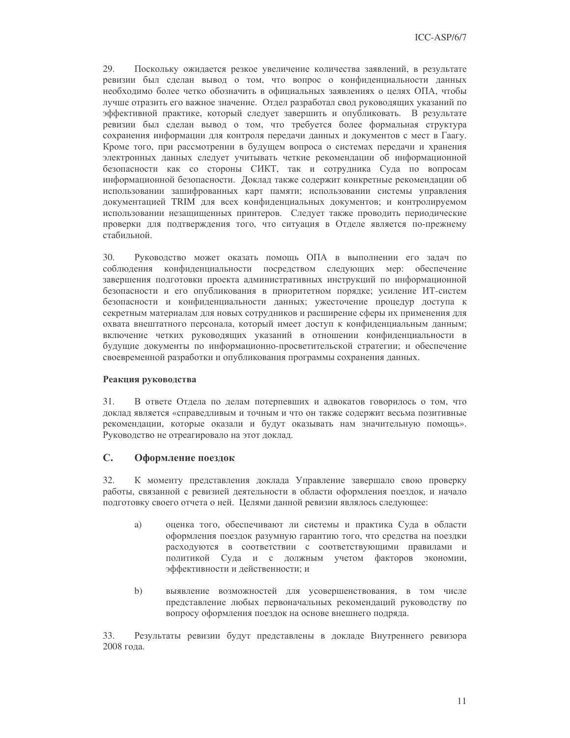29. Поскольку ожидается резкое увеличение количества заявлений, в результате ревизии был сделан вывод о том, что вопрос о конфиденциальности данных необходимо более четко обозначить в официальных заявлениях о целях ОПА, чтобы лучше отразить его важное значение. Отдел разработал свод руководящих указаний по эффективной практике, который следует завершить и опубликовать. В результате ревизии был сделан вывод о том, что требуется более формальная структура сохранения информации для контроля передачи данных и документов с мест в Гаагу. Кроме того, при рассмотрении в будущем вопроса о системах передачи и хранения электронных данных следует учитывать четкие рекомендации об информационной безопасности как со стороны СИКТ, так и сотрудника Суда по вопросам информационной безопасности. Доклад также содержит конкретные рекомендации об использовании зашифрованных карт памяти; использовании системы управления документацией TRIM для всех конфиденциальных документов; и контролируемом использовании незащищенных принтеров. Следует также проводить периодические проверки для подтверждения того, что ситуация в Отделе является по-прежнему стабильной.

30. Руководство может оказать помощь ОПА в выполнении его задач по соблюдения конфиденциальности посредством следующих мер: обеспечение завершения подготовки проекта административных инструкций по информационной безопасности и его опубликования в приоритетном порядке; усиление ИТ-систем безопасности и конфиденциальности данных; ужесточение процедур доступа к секретным материалам для новых сотрудников и расширение сферы их применения для охвата внештатного персонала, который имеет доступ к конфиденциальным данным; включение четких руководящих указаний в отношении конфиденциальности в будущие документы по информационно-просветительской стратегии; и обеспечение своевременной разработки и опубликования программы сохранения данных.

**Реакция руководства**

31. В ответе Отдела по делам потерпевших и адвокатов говорилось о том, что доклад является «справедливым и точным и что он также содержит весьма позитивные рекомендации, которые оказали и будут оказывать нам значительную помощь». Руководство не отреагировало на этот доклад.

## C. Оформление поездок

32. К моменту представления доклада Управление завершало свою проверку работы, связанной с ревизией деятельности в области оформления поездок, и начало подготовку своего отчета о ней. Целями данной ревизии являлось следующее:

a) оценка того, обеспечивают ли системы и практика Суда в области оформления поездок разумную гарантию того, что средства на поездки расходуются в соответствии с соответствующими правилами и политикой Суда и с должным учетом факторов экономии, эффективности и действенности; и

b) выявление возможностей для усовершенствования, в том числе представление любых первоначальных рекомендаций руководству по вопросу оформления поездок на основе внешнего подряда.

33. Результаты ревизии будут представлены в докладе Внутреннего ревизора 2008 года.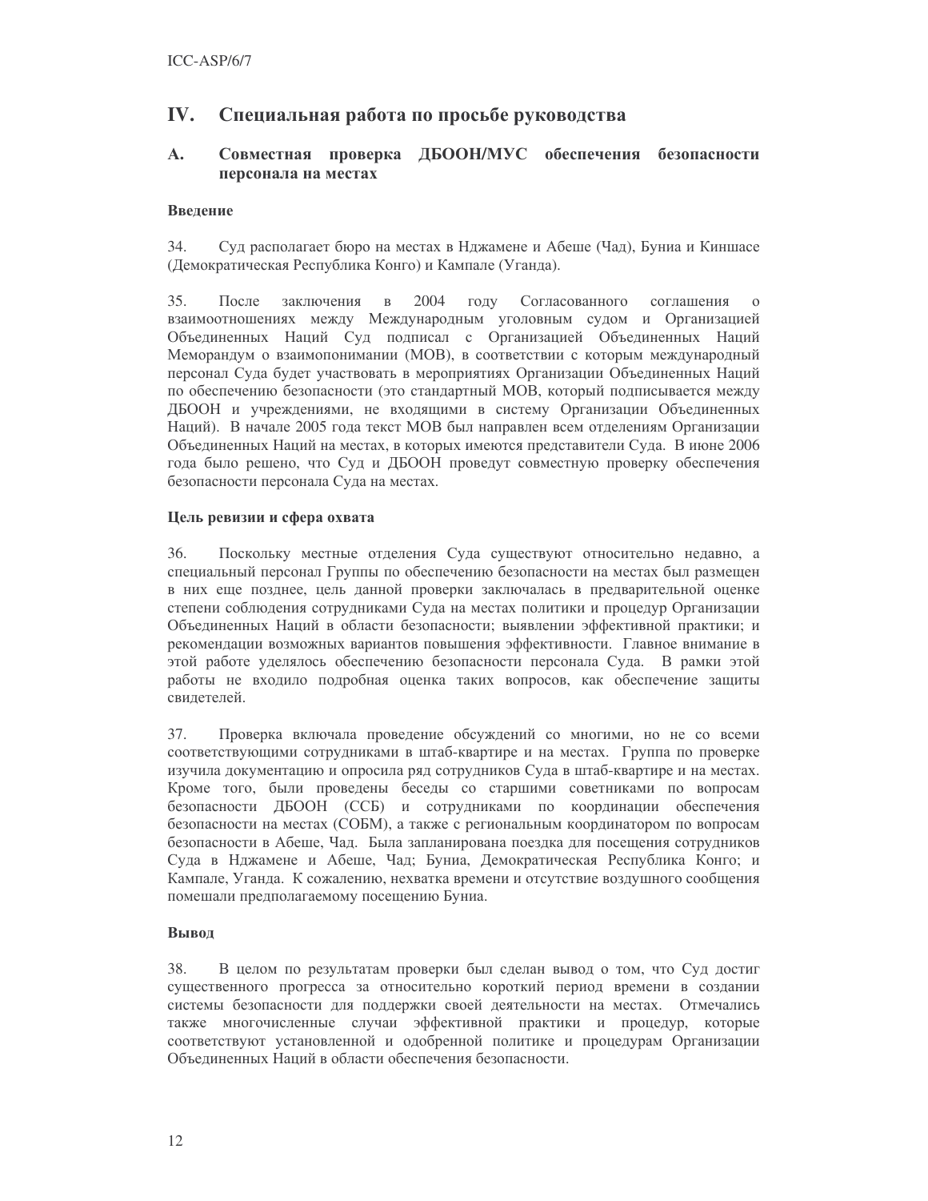## IV. Специальная работа по просьбе руководства

### A. Совместная проверка ДБООН/МУС обеспечения безопасности персонала на местах

**Введение**

34. Суд располагает бюро на местах в Нджамене и Абеше (Чад), Буниа и Киншасе (Демократическая Республика Конго) и Кампале (Уганда).

35. После заключения в 2004 году Согласованного соглашения о взаимоотношениях между Международным уголовным судом и Организацией Объединенных Наций Суд подписал с Организацией Объединенных Наций Меморандум о взаимопонимании (МОВ), в соответствии с которым международный персонал Суда будет участвовать в мероприятиях Организации Объединенных Наций по обеспечению безопасности (это стандартный МОВ, который подписывается между ДБООН и учреждениями, не входящими в систему Организации Объединенных Наций). В начале 2005 года текст МОВ был направлен всем отделениям Организации Объединенных Наций на местах, в которых имеются представители Суда. В июне 2006 года было решено, что Суд и ДБООН проведут совместную проверку обеспечения безопасности персонала Суда на местах.

**Цель ревизии и сфера охвата**

36. Поскольку местные отделения Суда существуют относительно недавно, а специальный персонал Группы по обеспечению безопасности на местах был размещен в них еще позднее, цель данной проверки заключалась в предварительной оценке степени соблюдения сотрудниками Суда на местах политики и процедур Организации Объединенных Наций в области безопасности; выявлении эффективной практики; и рекомендации возможных вариантов повышения эффективности. Главное внимание в этой работе уделялось обеспечению безопасности персонала Суда. В рамки этой работы не входило подробная оценка таких вопросов, как обеспечение защиты свидетелей.

37. Проверка включала проведение обсуждений со многими, но не со всеми соответствующими сотрудниками в штаб-квартире и на местах. Группа по проверке изучила документацию и опросила ряд сотрудников Суда в штаб-квартире и на местах. Кроме того, были проведены беседы со старшими советниками по вопросам безопасности ДБООН (ССБ) и сотрудниками по координации обеспечения безопасности на местах (СОБМ), а также с региональным координатором по вопросам безопасности в Абеше, Чад. Была запланирована поездка для посещения сотрудников Суда в Нджамене и Абеше, Чад; Буниа, Демократическая Республика Конго; и Кампале, Уганда. К сожалению, нехватка времени и отсутствие воздушного сообщения помешали предполагаемому посещению Буниа.

**Вывод**

38. В целом по результатам проверки был сделан вывод о том, что Суд достиг существенного прогресса за относительно короткий период времени в создании системы безопасности для поддержки своей деятельности на местах. Отмечались также многочисленные случаи эффективной практики и процедур, которые соответствуют установленной и одобренной политике и процедурам Организации Объединенных Наций в области обеспечения безопасности.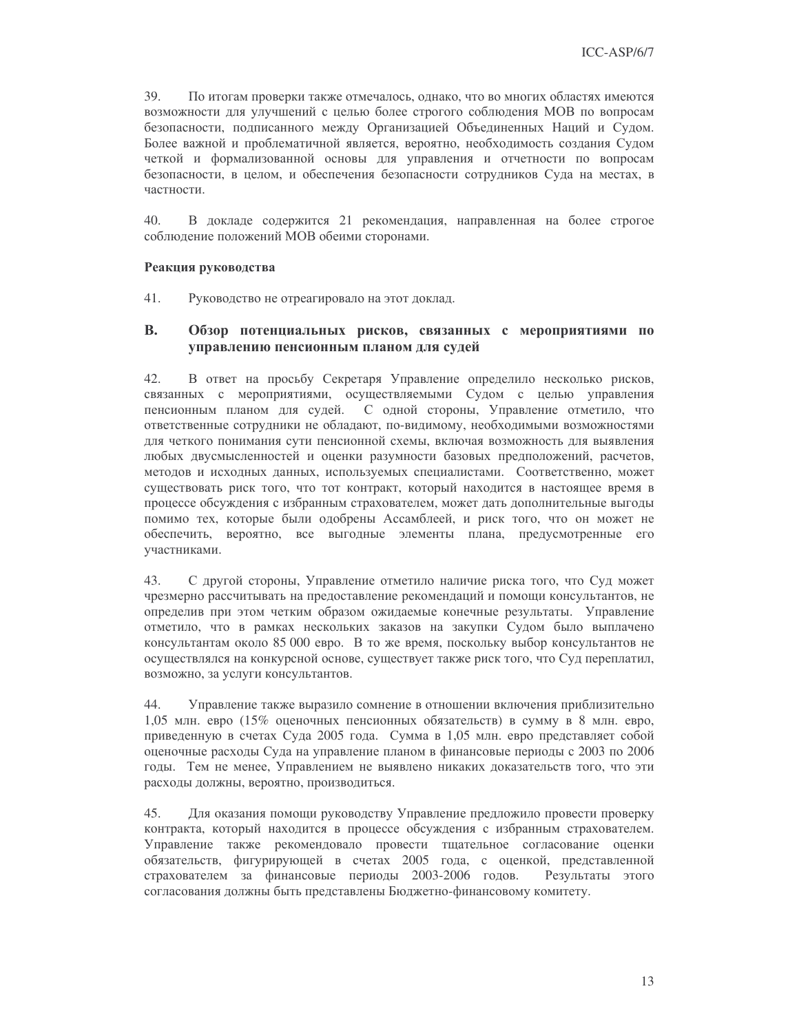39. По итогам проверки также отмечалось, однако, что во многих областях имеются возможности для улучшений с целью более строгого соблюдения МОВ по вопросам безопасности, подписанного между Организацией Объединенных Наций и Судом. Более важной и проблематичной является, вероятно, необходимость создания Судом четкой и формализованной основы для управления и отчетности по вопросам безопасности, в целом, и обеспечения безопасности сотрудников Суда на местах, в частности.

40. В докладе содержится 21 рекомендация, направленная на более строгое соблюдение положений МОВ обеими сторонами.

**Реакция руководства**

41. Руководство не отреагировало на этот доклад.

## B. Обзор потенциальных рисков, связанных с мероприятиями по управлению пенсионным планом для судей

42. В ответ на просьбу Секретаря Управление определило несколько рисков, связанных с мероприятиями, осуществляемыми Судом с целью управления пенсионным планом для судей. С одной стороны, Управление отметило, что ответственные сотрудники не обладают, по-видимому, необходимыми возможностями для четкого понимания сути пенсионной схемы, включая возможность для выявления любых двусмысленностей и оценки разумности базовых предположений, расчетов, методов и исходных данных, используемых специалистами. Соответственно, может существовать риск того, что тот контракт, который находится в настоящее время в процессе обсуждения с избранным страхователем, может дать дополнительные выгоды помимо тех, которые были одобрены Ассамблеей, и риск того, что он может не обеспечить, вероятно, все выгодные элементы плана, предусмотренные его участниками.

43. С другой стороны, Управление отметило наличие риска того, что Суд может чрезмерно рассчитывать на предоставление рекомендаций и помощи консультантов, не определив при этом четким образом ожидаемые конечные результаты. Управление отметило, что в рамках нескольких заказов на закупки Судом было выплачено консультантам около 85 000 евро. В то же время, поскольку выбор консультантов не осуществлялся на конкурсной основе, существует также риск того, что Суд переплатил, возможно, за услуги консультантов.

44. Управление также выразило сомнение в отношении включения приблизительно 1,05 млн. евро (15% оценочных пенсионных обязательств) в сумму в 8 млн. евро, приведенную в счетах Суда 2005 года. Сумма в 1,05 млн. евро представляет собой оценочные расходы Суда на управление планом в финансовые периоды с 2003 по 2006 годы. Тем не менее, Управлением не выявлено никаких доказательств того, что эти расходы должны, вероятно, производиться.

45. Для оказания помощи руководству Управление предложило провести проверку контракта, который находится в процессе обсуждения с избранным страхователем. Управление также рекомендовало провести тщательное согласование оценки обязательств, фигурирующей в счетах 2005 года, с оценкой, представленной страхователем за финансовые периоды 2003-2006 годов. Результаты этого согласования должны быть представлены Бюджетно-финансовому комитету.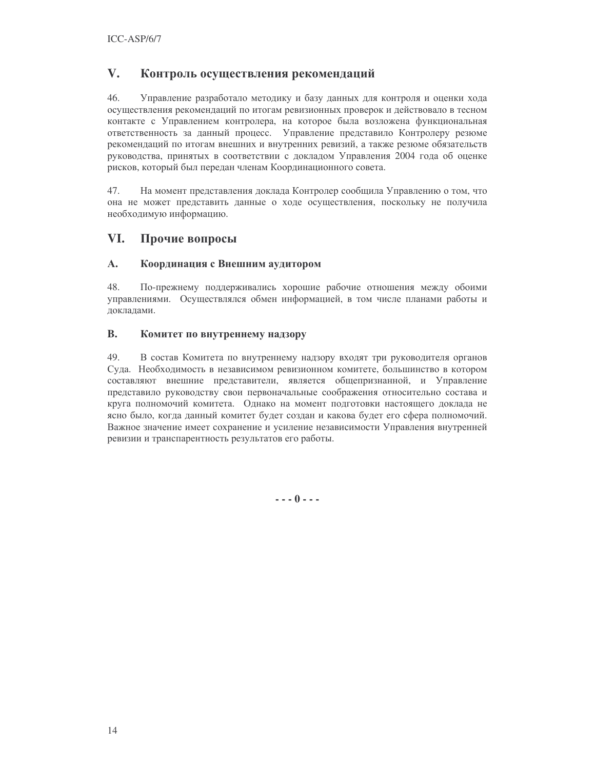## V. Контроль осуществления рекомендаций

46. Управление разработало методику и базу данных для контроля и оценки хода осуществления рекомендаций по итогам ревизионных проверок и действовало в тесном контакте с Управлением контролера, на которое была возложена функциональная ответственность за данный процесс. Управление представило Контролеру резюме рекомендаций по итогам внешних и внутренних ревизий, а также резюме обязательств руководства, принятых в соответствии с докладом Управления 2004 года об оценке рисков, который был передан членам Координационного совета.

47. На момент представления доклада Контролер сообщила Управлению о том, что она не может представить данные о ходе осуществления, поскольку не получила необходимую информацию.

## VI. Прочие вопросы

### A. Координация с Внешним аудитором

48. По-прежнему поддерживались хорошие рабочие отношения между обоими управлениями. Осуществлялся обмен информацией, в том числе планами работы и докладами.

### B. Комитет по внутреннему надзору

49. В состав Комитета по внутреннему надзору входят три руководителя органов Суда. Необходимость в независимом ревизионном комитете, большинство в котором составляют внешние представители, является общепризнанной, и Управление представило руководству свои первоначальные соображения относительно состава и круга полномочий комитета. Однако на момент подготовки настоящего доклада не ясно было, когда данный комитет будет создан и какова будет его сфера полномочий. Важное значение имеет сохранение и усиление независимости Управления внутренней ревизии и транспарентность результатов его работы.

--- 0 ---